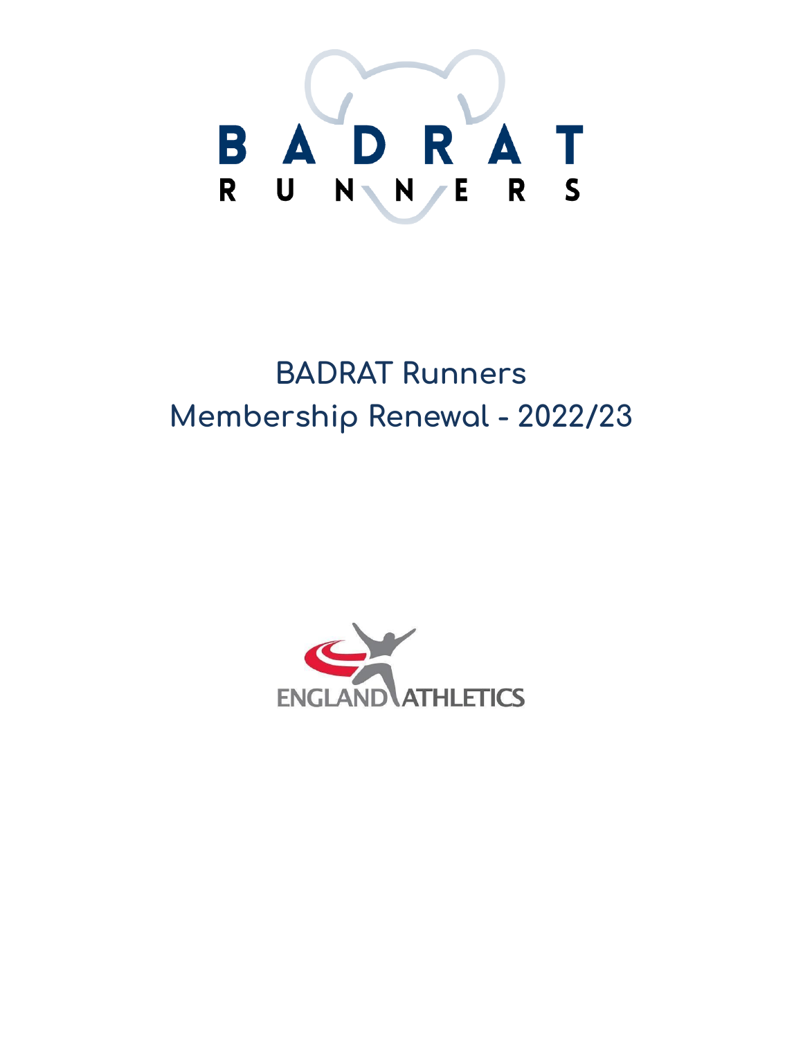# BADRAT Runners
## Membership Renewal - 2022/23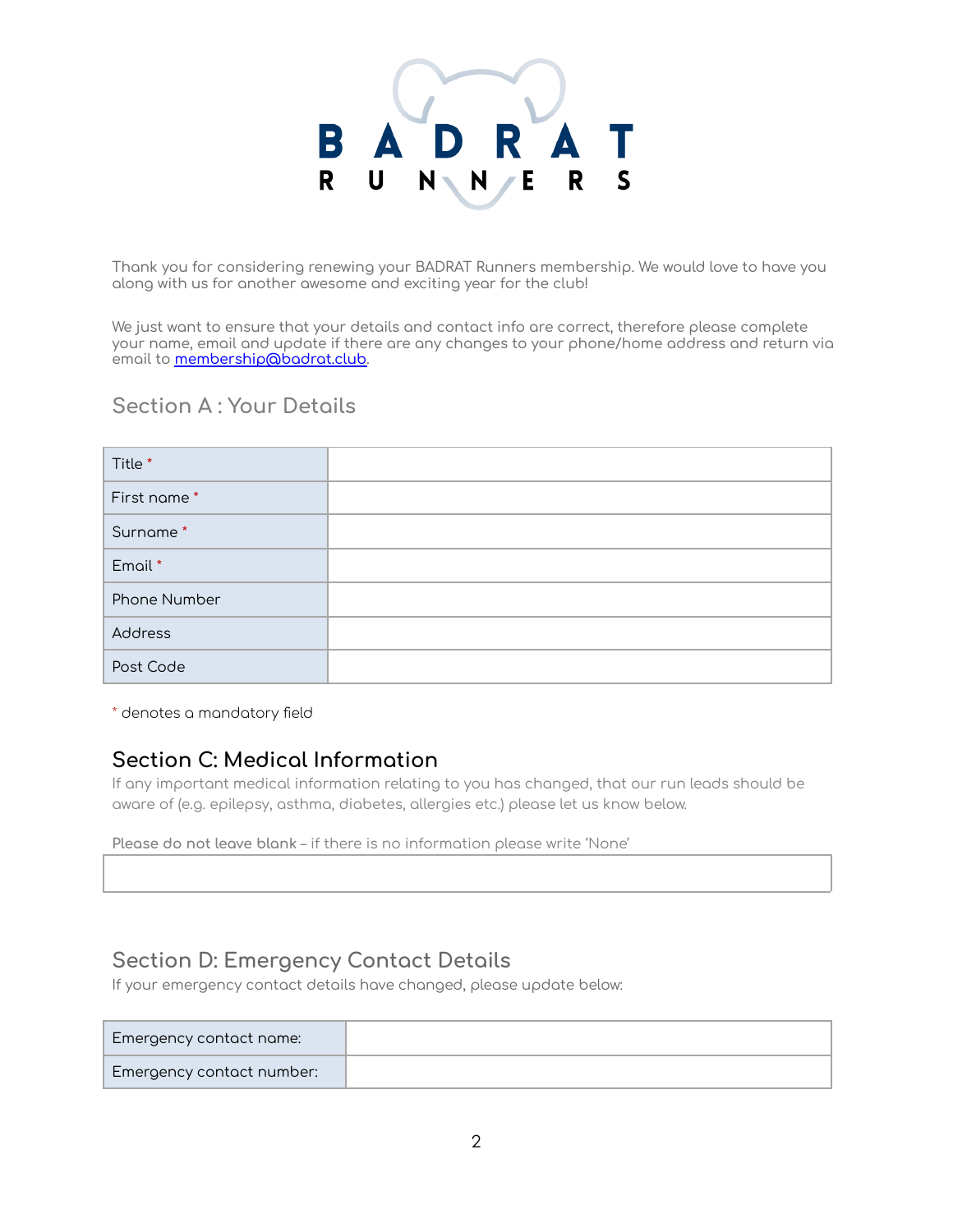# BADRAT RUNNERS

Thank you for considering renewing your BADRAT Runners membership. We would love to have you along with us for another awesome and exciting year for the club!

We just want to ensure that your details and contact info are correct, therefore please complete your name, email and update if there are any changes to your phone/home address and return via email to [membership@badrat.club](mailto:membership@badrat.club).

## Section A : Your Details

| | |
|---|---|
| Title * | |
| First name * | |
| Surname * | |
| Email * | |
| Phone Number | |
| Address | |
| Post Code | |

* denotes a mandatory field

## Section C: Medical Information

If any important medical information relating to you has changed, that our run leads should be aware of (e.g. epilepsy, asthma, diabetes, allergies etc.) please let us know below.

**Please do not leave blank** – if there is no information please write 'None'

| |
|---|
| |

## Section D: Emergency Contact Details

If your emergency contact details have changed, please update below:

| | |
|---|---|
| Emergency contact name: | |
| Emergency contact number: | |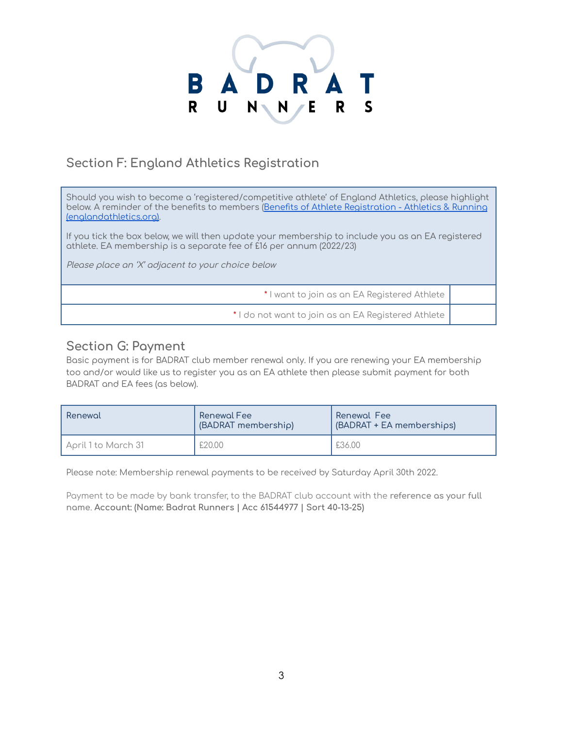BADRAT RUNNERS

## Section F: England Athletics Registration

| | |
|---|---|
| Should you wish to become a 'registered/competitive athlete' of England Athletics, please highlight below. A reminder of the benefits to members ([Benefits of Athlete Registration - Athletics & Running (englandathletics.org)](https://www.englandathletics.org)).<br><br>If you tick the box below, we will then update your membership to include you as an EA registered athlete. EA membership is a separate fee of £16 per annum (2022/23)<br><br>*Please place an 'X' adjacent to your choice below* | |
| * I want to join as an EA Registered Athlete | |
| * I do not want to join as an EA Registered Athlete | |

## Section G: Payment

Basic payment is for BADRAT club member renewal only. If you are renewing your EA membership too and/or would like us to register you as an EA athlete then please submit payment for both BADRAT and EA fees (as below).

| Renewal | Renewal Fee (BADRAT membership) | Renewal Fee (BADRAT + EA memberships) |
|---|---|---|
| April 1 to March 31 | £20.00 | £36.00 |

Please note: Membership renewal payments to be received by Saturday April 30th 2022.

Payment to be made by bank transfer, to the BADRAT club account with the **reference as your full name.** **Account: (Name: Badrat Runners | Acc 61544977 | Sort 40-13-25)**